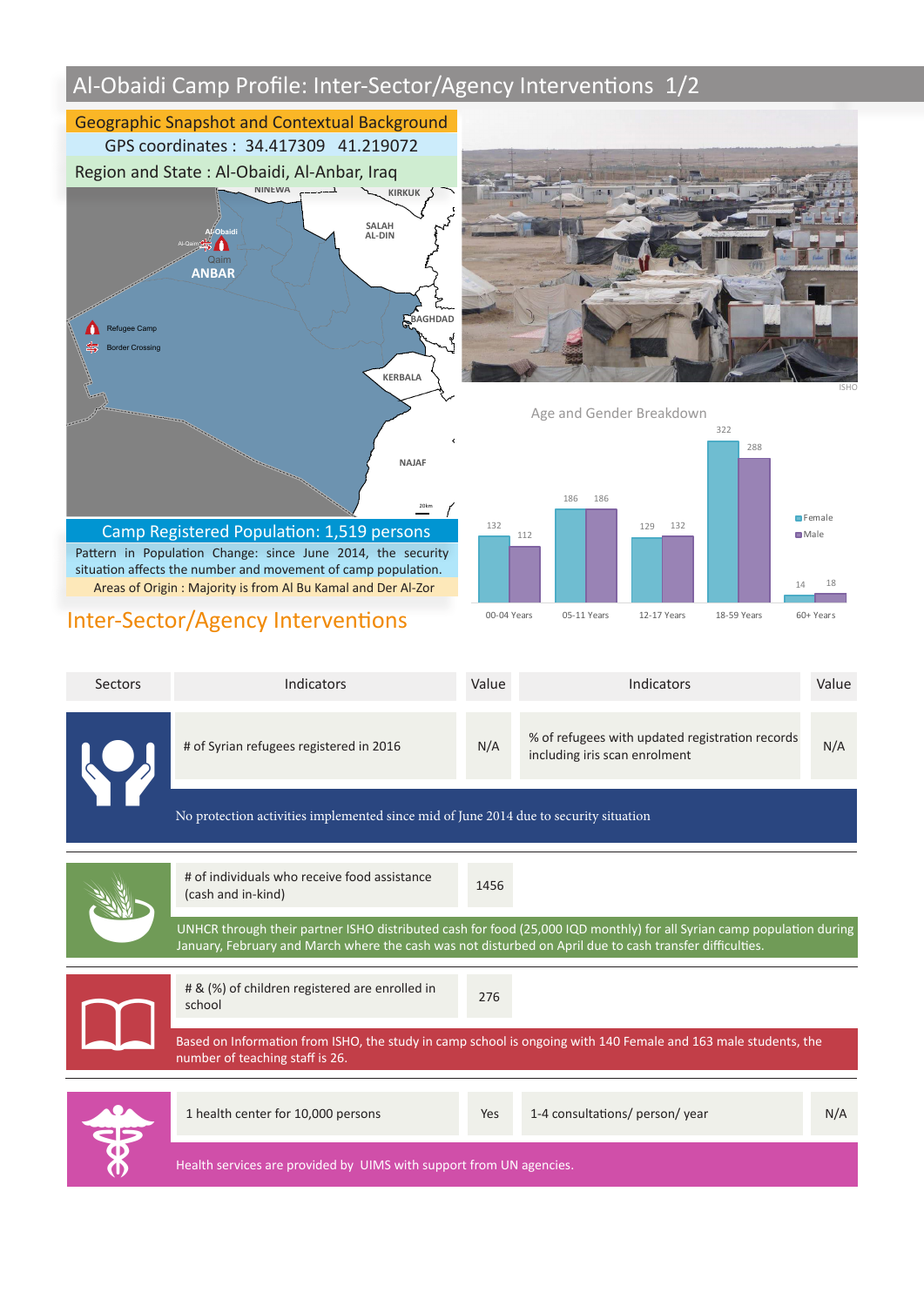# Al-Obaidi Camp Profile: Inter-Sector/Agency Interventions 1/2

## Geographic Snapshot and Contextual Background

GPS coordinates : 34.417309 41.219072

Region and State : Al-Obaidi, Al-Anbar, Iraq

## Camp Registered Population: 1,519 persons

Pattern in Population Change: since June 2014, the security situation affects the number and movement of camp population.

Areas of Origin : Majority is from Al Bu Kamal and Der Al-Zor

### Age and Gender Breakdown

| Age group | Female | Male |
|---|---|---|
| 00-04 Years | 132 | 112 |
| 05-11 Years | 186 | 186 |
| 12-17 Years | 129 | 132 |
| 18-59 Years | 322 | 288 |
| 60+ Years | 14 | 18 |

## Inter-Sector/Agency Interventions

| Sectors | Indicators | Value | Indicators | Value |
|---|---|---|---|---|
| Protection | # of Syrian refugees registered in 2016 | N/A | % of refugees with updated registration records including iris scan enrolment | N/A |

No protection activities implemented since mid of June 2014 due to security situation

| Sectors | Indicators | Value |
|---|---|---|
| Food | # of individuals who receive food assistance (cash and in-kind) | 1456 |

UNHCR through their partner ISHO distributed cash for food (25,000 IQD monthly) for all Syrian camp population during January, February and March where the cash was not disturbed on April due to cash transfer difficulties.

| Sectors | Indicators | Value |
|---|---|---|
| Education | # & (%) of children registered are enrolled in school | 276 |

Based on Information from ISHO, the study in camp school is ongoing with 140 Female and 163 male students, the number of teaching staff is 26.

| Sectors | Indicators | Value | Indicators | Value |
|---|---|---|---|---|
| Health | 1 health center for 10,000 persons | Yes | 1-4 consultations/ person/ year | N/A |

Health services are provided by UIMS with support from UN agencies.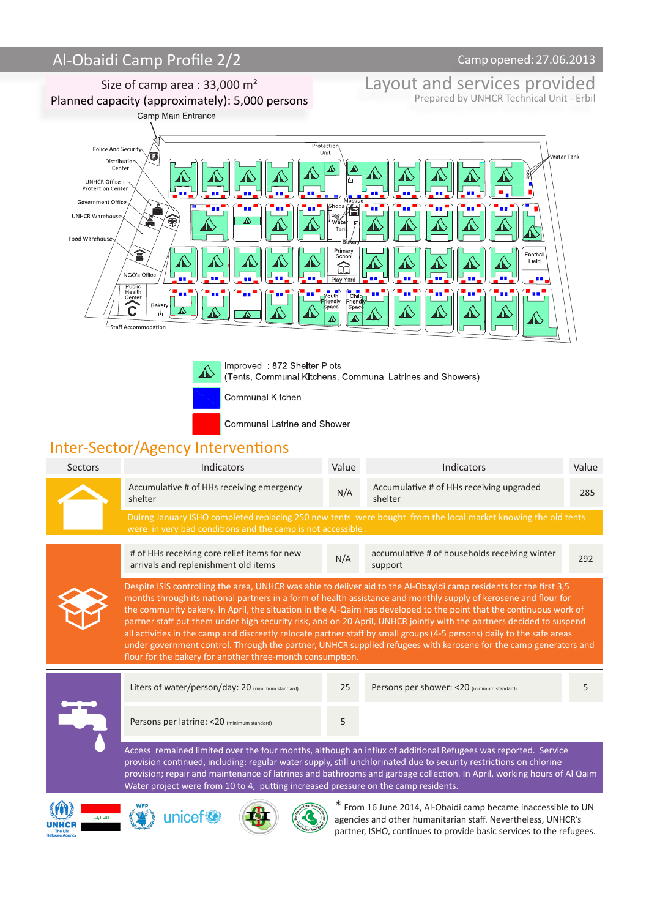# Al-Obaidi Camp Profile 2/2

Camp opened: 27.06.2013

Size of camp area : 33,000 m²
Planned capacity (approximately): 5,000 persons

## Layout and services provided

Prepared by UNHCR Technical Unit - Erbil

Camp Main Entrance

Police And Security
Distribution Center
UNHCR Office + Protection Center
Government Office
UNHCR Warehouse
Food Warehouse
NGO's Office
Public Health Center
Bakery
Staff Accommodation
Protection Unit
Water Tank
Shops
Mosque
Water Tank
Bakery
Primary School
Play Yard
Youth Friendly Space
Child Friendly Space
Football Field

Improved : 872 Shelter Plots
(Tents, Communal Kitchens, Communal Latrines and Showers)

Communal Kitchen

Communal Latrine and Shower

## Inter-Sector/Agency Interventions

| Sectors | Indicators | Value | Indicators | Value |
|---|---|---|---|---|
| Shelter | Accumulative # of HHs receiving emergency shelter | N/A | Accumulative # of HHs receiving upgraded shelter | 285 |

Duirng January ISHO completed replacing 250 new tents were bought from the local market knowing the old tents were in very bad conditions and the camp is not accessible .

| Sectors | Indicators | Value | Indicators | Value |
|---|---|---|---|---|
| Core relief items | # of HHs receiving core relief items for new arrivals and replenishment old items | N/A | accumulative # of households receiving winter support | 292 |

Despite ISIS controlling the area, UNHCR was able to deliver aid to the Al-Obayidi camp residents for the first 3,5 months through its national partners in a form of health assistance and monthly supply of kerosene and flour for the community bakery. In April, the situation in the Al-Qaim has developed to the point that the continuous work of partner staff put them under high security risk, and on 20 April, UNHCR jointly with the partners decided to suspend all activities in the camp and discreetly relocate partner staff by small groups (4-5 persons) daily to the safe areas under government control. Through the partner, UNHCR supplied refugees with kerosene for the camp generators and flour for the bakery for another three-month consumption.

| Sectors | Indicators | Value | Indicators | Value |
|---|---|---|---|---|
| WASH | Liters of water/person/day: 20 (minimum standard) | 25 | Persons per shower: <20 (minimum standard) | 5 |
| | Persons per latrine: <20 (minimum standard) | 5 | | |

Access remained limited over the four months, although an influx of additional Refugees was reported. Service provision continued, including: regular water supply, still unchlorinated due to security restrictions on chlorine provision; repair and maintenance of latrines and bathrooms and garbage collection. In April, working hours of Al Qaim Water project were from 10 to 4, putting increased pressure on the camp residents.

UNHCR The UN Refugee Agency · WFP · unicef

* From 16 June 2014, Al-Obaidi camp became inaccessible to UN agencies and other humanitarian staff. Nevertheless, UNHCR's partner, ISHO, continues to provide basic services to the refugees.